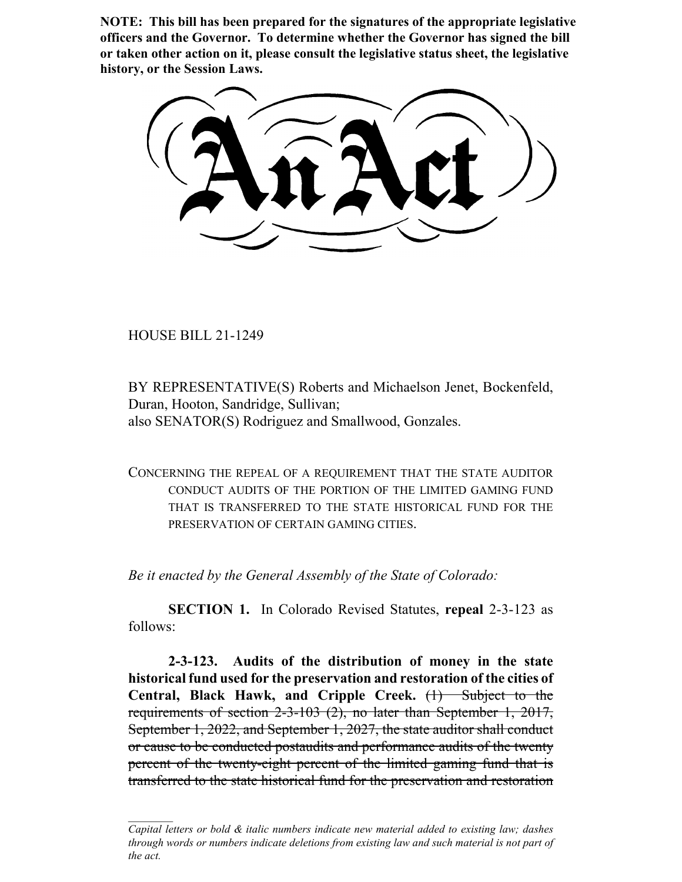**NOTE: This bill has been prepared for the signatures of the appropriate legislative officers and the Governor. To determine whether the Governor has signed the bill or taken other action on it, please consult the legislative status sheet, the legislative history, or the Session Laws.**

# An Act

HOUSE BILL 21-1249

BY REPRESENTATIVE(S) Roberts and Michaelson Jenet, Bockenfeld, Duran, Hooton, Sandridge, Sullivan;
also SENATOR(S) Rodriguez and Smallwood, Gonzales.

CONCERNING THE REPEAL OF A REQUIREMENT THAT THE STATE AUDITOR CONDUCT AUDITS OF THE PORTION OF THE LIMITED GAMING FUND THAT IS TRANSFERRED TO THE STATE HISTORICAL FUND FOR THE PRESERVATION OF CERTAIN GAMING CITIES.

*Be it enacted by the General Assembly of the State of Colorado:*

**SECTION 1.** In Colorado Revised Statutes, **repeal** 2-3-123 as follows:

**2-3-123. Audits of the distribution of money in the state historical fund used for the preservation and restoration of the cities of Central, Black Hawk, and Cripple Creek.** ~~(1) Subject to the requirements of section 2-3-103 (2), no later than September 1, 2017, September 1, 2022, and September 1, 2027, the state auditor shall conduct or cause to be conducted postaudits and performance audits of the twenty percent of the twenty-eight percent of the limited gaming fund that is transferred to the state historical fund for the preservation and restoration~~

*Capital letters or bold & italic numbers indicate new material added to existing law; dashes through words or numbers indicate deletions from existing law and such material is not part of the act.*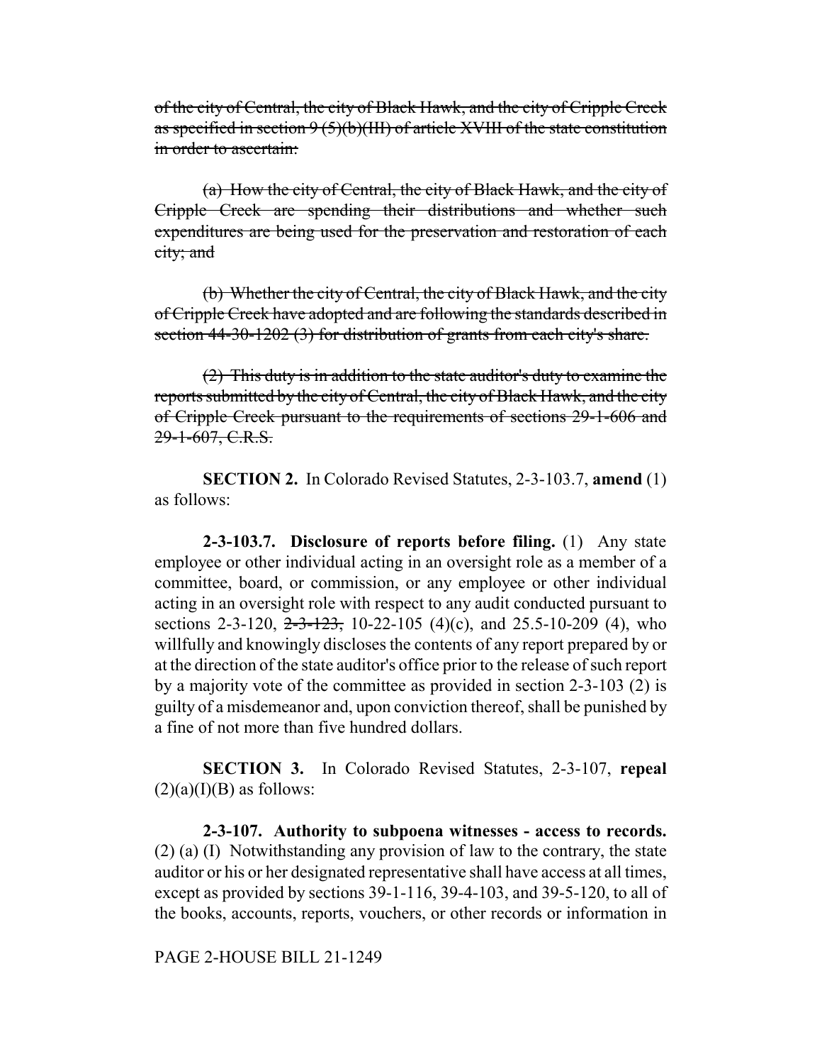~~of the city of Central, the city of Black Hawk, and the city of Cripple Creek as specified in section 9 (5)(b)(III) of article XVIII of the state constitution in order to ascertain:~~

~~(a) How the city of Central, the city of Black Hawk, and the city of Cripple Creek are spending their distributions and whether such expenditures are being used for the preservation and restoration of each city; and~~

~~(b) Whether the city of Central, the city of Black Hawk, and the city of Cripple Creek have adopted and are following the standards described in section 44-30-1202 (3) for distribution of grants from each city's share.~~

~~(2) This duty is in addition to the state auditor's duty to examine the reports submitted by the city of Central, the city of Black Hawk, and the city of Cripple Creek pursuant to the requirements of sections 29-1-606 and 29-1-607, C.R.S.~~

**SECTION 2.** In Colorado Revised Statutes, 2-3-103.7, **amend** (1) as follows:

**2-3-103.7. Disclosure of reports before filing.** (1) Any state employee or other individual acting in an oversight role as a member of a committee, board, or commission, or any employee or other individual acting in an oversight role with respect to any audit conducted pursuant to sections 2-3-120, ~~2-3-123,~~ 10-22-105 (4)(c), and 25.5-10-209 (4), who willfully and knowingly discloses the contents of any report prepared by or at the direction of the state auditor's office prior to the release of such report by a majority vote of the committee as provided in section 2-3-103 (2) is guilty of a misdemeanor and, upon conviction thereof, shall be punished by a fine of not more than five hundred dollars.

**SECTION 3.** In Colorado Revised Statutes, 2-3-107, **repeal** (2)(a)(I)(B) as follows:

**2-3-107. Authority to subpoena witnesses - access to records.** (2) (a) (I) Notwithstanding any provision of law to the contrary, the state auditor or his or her designated representative shall have access at all times, except as provided by sections 39-1-116, 39-4-103, and 39-5-120, to all of the books, accounts, reports, vouchers, or other records or information in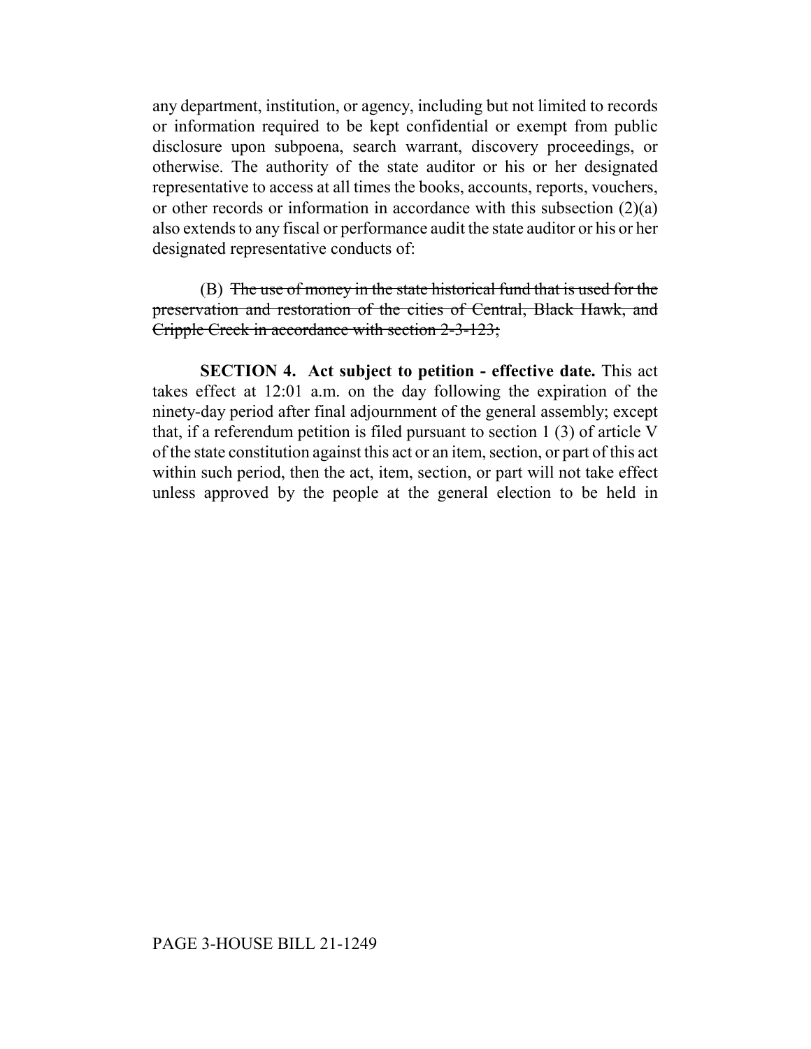any department, institution, or agency, including but not limited to records or information required to be kept confidential or exempt from public disclosure upon subpoena, search warrant, discovery proceedings, or otherwise. The authority of the state auditor or his or her designated representative to access at all times the books, accounts, reports, vouchers, or other records or information in accordance with this subsection (2)(a) also extends to any fiscal or performance audit the state auditor or his or her designated representative conducts of:

(B) ~~The use of money in the state historical fund that is used for the preservation and restoration of the cities of Central, Black Hawk, and Cripple Creek in accordance with section 2-3-123;~~

**SECTION 4. Act subject to petition - effective date.** This act takes effect at 12:01 a.m. on the day following the expiration of the ninety-day period after final adjournment of the general assembly; except that, if a referendum petition is filed pursuant to section 1 (3) of article V of the state constitution against this act or an item, section, or part of this act within such period, then the act, item, section, or part will not take effect unless approved by the people at the general election to be held in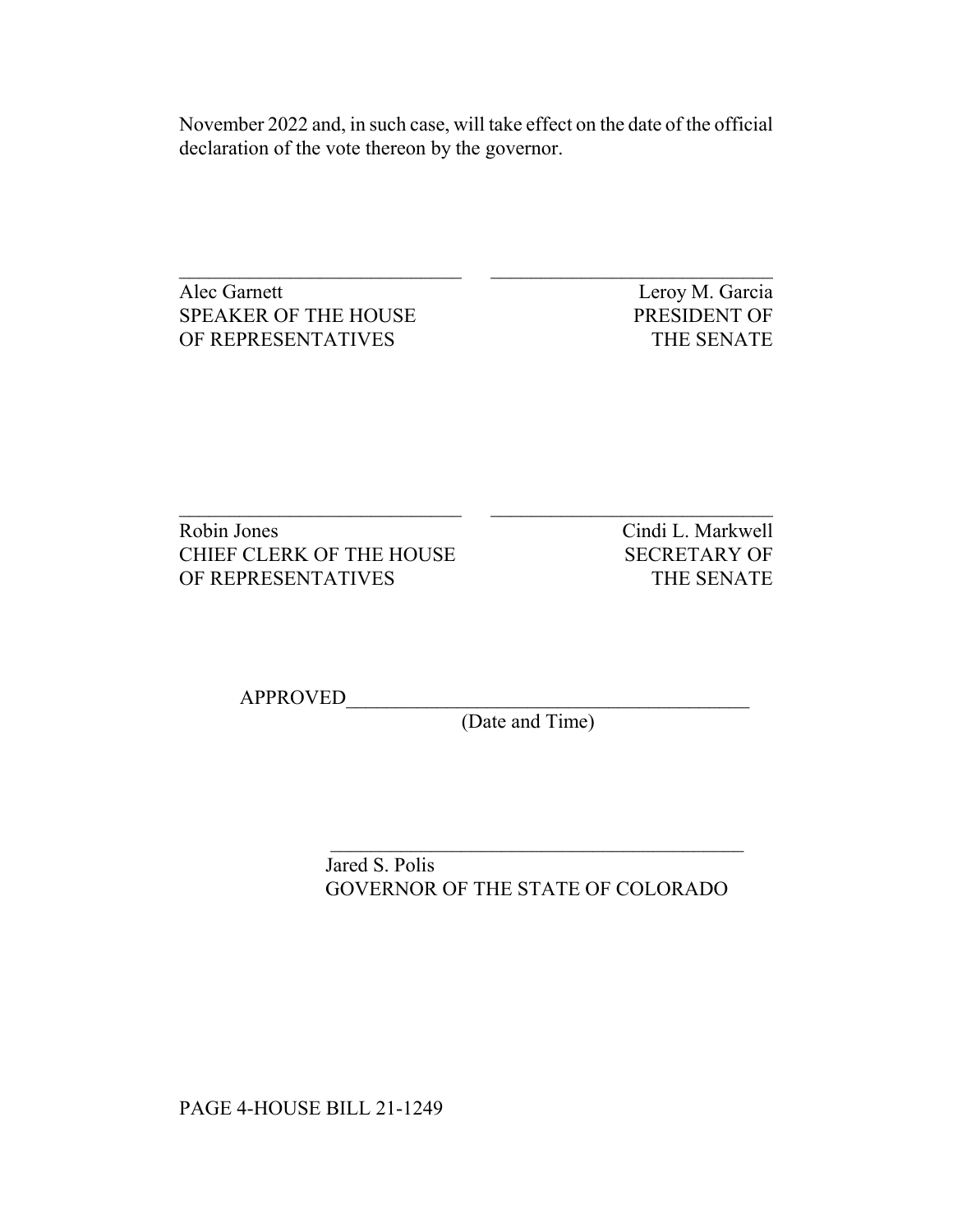November 2022 and, in such case, will take effect on the date of the official declaration of the vote thereon by the governor.

____________________________ ____________________________
Alec Garnett Leroy M. Garcia
SPEAKER OF THE HOUSE PRESIDENT OF
OF REPRESENTATIVES THE SENATE

____________________________ ____________________________
Robin Jones Cindi L. Markwell
CHIEF CLERK OF THE HOUSE SECRETARY OF
OF REPRESENTATIVES THE SENATE

APPROVED________________________________________
(Date and Time)

_________________________________________
Jared S. Polis
GOVERNOR OF THE STATE OF COLORADO

PAGE 4-HOUSE BILL 21-1249